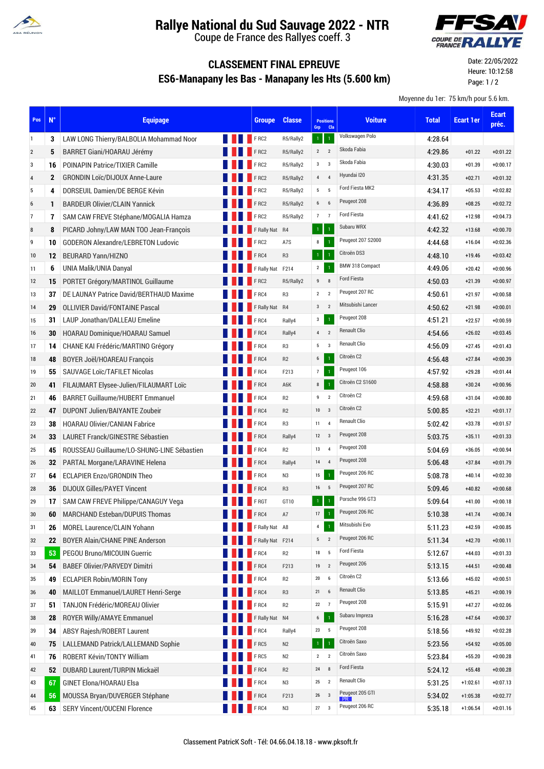# Rallye National du Sud Sauvage 2022 - NTR

Coupe de France des Rallyes coeff. 3

## CLASSEMENT FINAL EPREUVE

## ES6-Manapany les Bas - Manapany les Hts (5.600 km)

Date: 22/05/2022
Heure: 10:12:58

Moyenne du 1er: 75 km/h pour 5.6 km.

| Pos | N° | Equipage | Groupe | Classe | Positions Grp | Positions Cla | Voiture | Total | Ecart 1er | Ecart préc. |
|---|---|---|---|---|---|---|---|---|---|---|
| 1 | 3 | LAW LONG Thierry/BALBOLIA Mohammad Noor | F RC2 | R5/Rally2 | 1 | 1 | Volkswagen Polo | 4:28.64 | | |
| 2 | 5 | BARRET Giani/HOARAU Jérémy | F RC2 | R5/Rally2 | 2 | 2 | Skoda Fabia | 4:29.86 | +01.22 | +0:01.22 |
| 3 | 16 | POINAPIN Patrice/TIXIER Camille | F RC2 | R5/Rally2 | 3 | 3 | Skoda Fabia | 4:30.03 | +01.39 | +0:00.17 |
| 4 | 2 | GRONDIN Loïc/DIJOUX Anne-Laure | F RC2 | R5/Rally2 | 4 | 4 | Hyundai I20 | 4:31.35 | +02.71 | +0:01.32 |
| 5 | 4 | DORSEUIL Damien/DE BERGE Kévin | F RC2 | R5/Rally2 | 5 | 5 | Ford Fiesta MK2 | 4:34.17 | +05.53 | +0:02.82 |
| 6 | 1 | BARDEUR Olivier/CLAIN Yannick | F RC2 | R5/Rally2 | 6 | 6 | Peugeot 208 | 4:36.89 | +08.25 | +0:02.72 |
| 7 | 7 | SAM CAW FREVE Stéphane/MOGALIA Hamza | F RC2 | R5/Rally2 | 7 | 7 | Ford Fiesta | 4:41.62 | +12.98 | +0:04.73 |
| 8 | 8 | PICARD Johny/LAW MAN TOO Jean-François | F Rally Nat | R4 | 1 | 1 | Subaru WRX | 4:42.32 | +13.68 | +0:00.70 |
| 9 | 10 | GODERON Alexandre/LEBRETON Ludovic | F RC2 | A7S | 8 | 1 | Peugeot 207 S2000 | 4:44.68 | +16.04 | +0:02.36 |
| 10 | 12 | BEURARD Yann/HIZNO | F RC4 | R3 | 1 | 1 | Citroën DS3 | 4:48.10 | +19.46 | +0:03.42 |
| 11 | 6 | UNIA Malik/UNIA Danyal | F Rally Nat | F214 | 2 | 1 | BMW 318 Compact | 4:49.06 | +20.42 | +0:00.96 |
| 12 | 15 | PORTET Grégory/MARTINOL Guillaume | F RC2 | R5/Rally2 | 9 | 8 | Ford Fiesta | 4:50.03 | +21.39 | +0:00.97 |
| 13 | 37 | DE LAUNAY Patrice David/BERTHAUD Maxime | F RC4 | R3 | 2 | 2 | Peugeot 207 RC | 4:50.61 | +21.97 | +0:00.58 |
| 14 | 29 | OLLIVIER David/FONTAINE Pascal | F Rally Nat | R4 | 3 | 2 | Mitsubishi Lancer | 4:50.62 | +21.98 | +0:00.01 |
| 15 | 31 | LAUP Jonathan/DALLEAU Emeline | F RC4 | Rally4 | 3 | 1 | Peugeot 208 | 4:51.21 | +22.57 | +0:00.59 |
| 16 | 30 | HOARAU Dominique/HOARAU Samuel | F RC4 | Rally4 | 4 | 2 | Renault Clio | 4:54.66 | +26.02 | +0:03.45 |
| 17 | 14 | CHANE KAI Frédéric/MARTINO Grégory | F RC4 | R3 | 5 | 3 | Renault Clio | 4:56.09 | +27.45 | +0:01.43 |
| 18 | 48 | BOYER Joël/HOAREAU François | F RC4 | R2 | 6 | 1 | Citroën C2 | 4:56.48 | +27.84 | +0:00.39 |
| 19 | 55 | SAUVAGE Loïc/TAFILET Nicolas | F RC4 | F213 | 7 | 1 | Peugeot 106 | 4:57.92 | +29.28 | +0:01.44 |
| 20 | 41 | FILAUMART Elysee-Julien/FILAUMART Loïc | F RC4 | A6K | 8 | 1 | Citroën C2 S1600 | 4:58.88 | +30.24 | +0:00.96 |
| 21 | 46 | BARRET Guillaume/HUBERT Emmanuel | F RC4 | R2 | 9 | 2 | Citroën C2 | 4:59.68 | +31.04 | +0:00.80 |
| 22 | 47 | DUPONT Julien/BAIYANTE Zoubeir | F RC4 | R2 | 10 | 3 | Citroën C2 | 5:00.85 | +32.21 | +0:01.17 |
| 23 | 38 | HOARAU Olivier/CANIAN Fabrice | F RC4 | R3 | 11 | 4 | Renault Clio | 5:02.42 | +33.78 | +0:01.57 |
| 24 | 33 | LAURET Franck/GINESTRE Sébastien | F RC4 | Rally4 | 12 | 3 | Peugeot 208 | 5:03.75 | +35.11 | +0:01.33 |
| 25 | 45 | ROUSSEAU Guillaume/LO-SHUNG-LINE Sébastien | F RC4 | R2 | 13 | 4 | Peugeot 208 | 5:04.69 | +36.05 | +0:00.94 |
| 26 | 32 | PARTAL Morgane/LARAVINE Helena | F RC4 | Rally4 | 14 | 4 | Peugeot 208 | 5:06.48 | +37.84 | +0:01.79 |
| 27 | 64 | ECLAPIER Enzo/GRONDIN Theo | F RC4 | N3 | 15 | 1 | Peugeot 206 RC | 5:08.78 | +40.14 | +0:02.30 |
| 28 | 36 | DIJOUX Gilles/PAYET Vincent | F RC4 | R3 | 16 | 5 | Peugeot 207 RC | 5:09.46 | +40.82 | +0:00.68 |
| 29 | 17 | SAM CAW FREVE Philippe/CANAGUY Vega | F RGT | GT10 | 1 | 1 | Porsche 996 GT3 | 5:09.64 | +41.00 | +0:00.18 |
| 30 | 60 | MARCHAND Esteban/DUPUIS Thomas | F RC4 | A7 | 17 | 1 | Peugeot 206 RC | 5:10.38 | +41.74 | +0:00.74 |
| 31 | 26 | MOREL Laurence/CLAIN Yohann | F Rally Nat | A8 | 4 | 1 | Mitsubishi Evo | 5:11.23 | +42.59 | +0:00.85 |
| 32 | 22 | BOYER Alain/CHANE PINE Anderson | F Rally Nat | F214 | 5 | 2 | Peugeot 206 RC | 5:11.34 | +42.70 | +0:00.11 |
| 33 | 53 | PEGOU Bruno/MICOUIN Guerric | F RC4 | R2 | 18 | 5 | Ford Fiesta | 5:12.67 | +44.03 | +0:01.33 |
| 34 | 54 | BABEF Olivier/PARVEDY Dimitri | F RC4 | F213 | 19 | 2 | Peugeot 206 | 5:13.15 | +44.51 | +0:00.48 |
| 35 | 49 | ECLAPIER Robin/MORIN Tony | F RC4 | R2 | 20 | 6 | Citroën C2 | 5:13.66 | +45.02 | +0:00.51 |
| 36 | 40 | MAILLOT Emmanuel/LAURET Henri-Serge | F RC4 | R3 | 21 | 6 | Renault Clio | 5:13.85 | +45.21 | +0:00.19 |
| 37 | 51 | TANJON Frédéric/MOREAU Olivier | F RC4 | R2 | 22 | 7 | Peugeot 208 | 5:15.91 | +47.27 | +0:02.06 |
| 38 | 28 | ROYER Willy/AMAYE Emmanuel | F Rally Nat | N4 | 6 | 1 | Subaru Impreza | 5:16.28 | +47.64 | +0:00.37 |
| 39 | 34 | ABSY Rajesh/ROBERT Laurent | F RC4 | Rally4 | 23 | 5 | Peugeot 208 | 5:18.56 | +49.92 | +0:02.28 |
| 40 | 75 | LALLEMAND Patrick/LALLEMAND Sophie | F RC5 | N2 | 1 | 1 | Citroën Saxo | 5:23.56 | +54.92 | +0:05.00 |
| 41 | 76 | ROBERT Kévin/TONTY William | F RC5 | N2 | 2 | 2 | Citroën Saxo | 5:23.84 | +55.20 | +0:00.28 |
| 42 | 52 | DUBARD Laurent/TURPIN Mickaël | F RC4 | R2 | 24 | 8 | Ford Fiesta | 5:24.12 | +55.48 | +0:00.28 |
| 43 | 67 | GINET Elona/HOARAU Elsa | F RC4 | N3 | 25 | 2 | Renault Clio | 5:31.25 | +1:02.61 | +0:07.13 |
| 44 | 56 | MOUSSA Bryan/DUVERGER Stéphane | F RC4 | F213 | 26 | 3 | Peugeot 205 GTI FR | 5:34.02 | +1:05.38 | +0:02.77 |
| 45 | 63 | SERY Vincent/OUCENI Florence | F RC4 | N3 | 27 | 3 | Peugeot 206 RC | 5:35.18 | +1:06.54 | +0:01.16 |

Classement PatricK Soft - Tél: 04.66.04.18.18 - www.pksoft.fr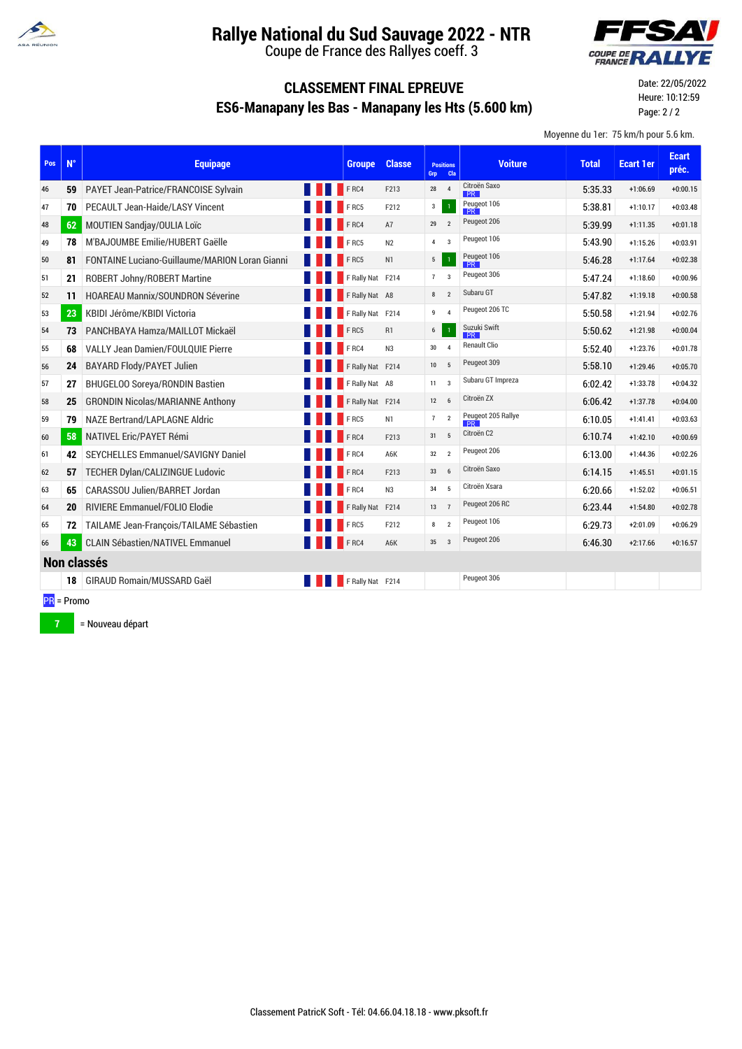# Rallye National du Sud Sauvage 2022 - NTR

Coupe de France des Rallyes coeff. 3

## CLASSEMENT FINAL EPREUVE

## ES6-Manapany les Bas - Manapany les Hts (5.600 km)

Date: 22/05/2022
Heure: 10:12:59

Moyenne du 1er: 75 km/h pour 5.6 km.

| Pos | N° | Equipage | Groupe | Classe | Positions Grp | Positions Cla | Voiture | Total | Ecart 1er | Ecart préc. |
|---|---|---|---|---|---|---|---|---|---|---|
| 46 | 59 | PAYET Jean-Patrice/FRANCOISE Sylvain | F RC4 | F213 | 28 | 4 | Citroën Saxo PR | 5:35.33 | +1:06.69 | +0:00.15 |
| 47 | 70 | PECAULT Jean-Haide/LASY Vincent | F RC5 | F212 | 3 | 1 | Peugeot 106 PR | 5:38.81 | +1:10.17 | +0:03.48 |
| 48 | 62 | MOUTIEN Sandjay/OULIA Loïc | F RC4 | A7 | 29 | 2 | Peugeot 206 | 5:39.99 | +1:11.35 | +0:01.18 |
| 49 | 78 | M'BAJOUMBE Emilie/HUBERT Gaëlle | F RC5 | N2 | 4 | 3 | Peugeot 106 | 5:43.90 | +1:15.26 | +0:03.91 |
| 50 | 81 | FONTAINE Luciano-Guillaume/MARION Loran Gianni | F RC5 | N1 | 5 | 1 | Peugeot 106 PR | 5:46.28 | +1:17.64 | +0:02.38 |
| 51 | 21 | ROBERT Johny/ROBERT Martine | F Rally Nat | F214 | 7 | 3 | Peugeot 306 | 5:47.24 | +1:18.60 | +0:00.96 |
| 52 | 11 | HOAREAU Mannix/SOUNDRON Séverine | F Rally Nat | A8 | 8 | 2 | Subaru GT | 5:47.82 | +1:19.18 | +0:00.58 |
| 53 | 23 | KBIDI Jérôme/KBIDI Victoria | F Rally Nat | F214 | 9 | 4 | Peugeot 206 TC | 5:50.58 | +1:21.94 | +0:02.76 |
| 54 | 73 | PANCHBAYA Hamza/MAILLOT Mickaël | F RC5 | R1 | 6 | 1 | Suzuki Swift PR | 5:50.62 | +1:21.98 | +0:00.04 |
| 55 | 68 | VALLY Jean Damien/FOULQUIE Pierre | F RC4 | N3 | 30 | 4 | Renault Clio | 5:52.40 | +1:23.76 | +0:01.78 |
| 56 | 24 | BAYARD Flody/PAYET Julien | F Rally Nat | F214 | 10 | 5 | Peugeot 309 | 5:58.10 | +1:29.46 | +0:05.70 |
| 57 | 27 | BHUGELOO Soreya/RONDIN Bastien | F Rally Nat | A8 | 11 | 3 | Subaru GT Impreza | 6:02.42 | +1:33.78 | +0:04.32 |
| 58 | 25 | GRONDIN Nicolas/MARIANNE Anthony | F Rally Nat | F214 | 12 | 6 | Citroën ZX | 6:06.42 | +1:37.78 | +0:04.00 |
| 59 | 79 | NAZE Bertrand/LAPLAGNE Aldric | F RC5 | N1 | 7 | 2 | Peugeot 205 Rallye PR | 6:10.05 | +1:41.41 | +0:03.63 |
| 60 | 58 | NATIVEL Eric/PAYET Rémi | F RC4 | F213 | 31 | 5 | Citroën C2 | 6:10.74 | +1:42.10 | +0:00.69 |
| 61 | 42 | SEYCHELLES Emmanuel/SAVIGNY Daniel | F RC4 | A6K | 32 | 2 | Peugeot 206 | 6:13.00 | +1:44.36 | +0:02.26 |
| 62 | 57 | TECHER Dylan/CALIZINGUE Ludovic | F RC4 | F213 | 33 | 6 | Citroën Saxo | 6:14.15 | +1:45.51 | +0:01.15 |
| 63 | 65 | CARASSOU Julien/BARRET Jordan | F RC4 | N3 | 34 | 5 | Citroën Xsara | 6:20.66 | +1:52.02 | +0:06.51 |
| 64 | 20 | RIVIERE Emmanuel/FOLIO Elodie | F Rally Nat | F214 | 13 | 7 | Peugeot 206 RC | 6:23.44 | +1:54.80 | +0:02.78 |
| 65 | 72 | TAILAME Jean-François/TAILAME Sébastien | F RC5 | F212 | 8 | 2 | Peugeot 106 | 6:29.73 | +2:01.09 | +0:06.29 |
| 66 | 43 | CLAIN Sébastien/NATIVEL Emmanuel | F RC4 | A6K | 35 | 3 | Peugeot 206 | 6:46.30 | +2:17.66 | +0:16.57 |
| **Non classés** | | | | | | | | | | |
| | 18 | GIRAUD Romain/MUSSARD Gaël | F Rally Nat | F214 | | | Peugeot 306 | | | |

PR = Promo

7 = Nouveau départ

Classement PatricK Soft - Tél: 04.66.04.18.18 - www.pksoft.fr